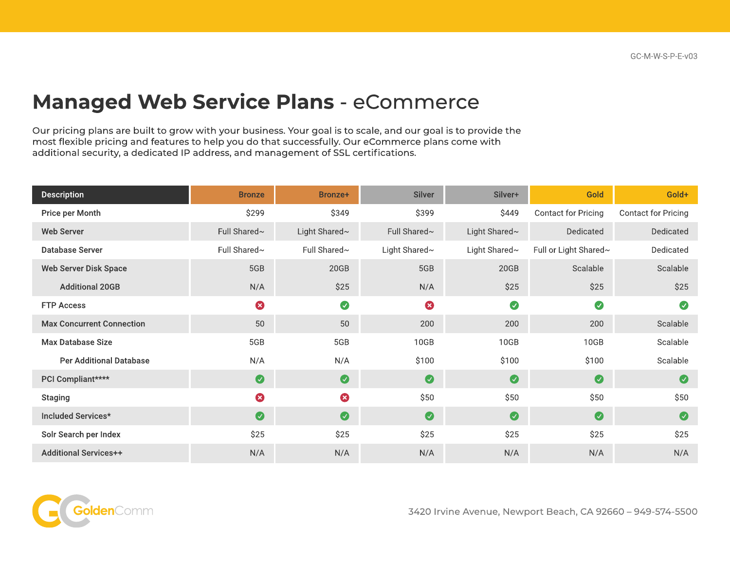GC-M-W-S-P-E-v03

# Managed Web Service Plans - eCommerce

Our pricing plans are built to grow with your business. Your goal is to scale, and our goal is to provide the most flexible pricing and features to help you do that successfully. Our eCommerce plans come with additional security, a dedicated IP address, and management of SSL certifications.

| Description | Bronze | Bronze+ | Silver | Silver+ | Gold | Gold+ |
|---|---|---|---|---|---|---|
| Price per Month | $299 | $349 | $399 | $449 | Contact for Pricing | Contact for Pricing |
| Web Server | Full Shared~ | Light Shared~ | Full Shared~ | Light Shared~ | Dedicated | Dedicated |
| Database Server | Full Shared~ | Full Shared~ | Light Shared~ | Light Shared~ | Full or Light Shared~ | Dedicated |
| Web Server Disk Space | 5GB | 20GB | 5GB | 20GB | Scalable | Scalable |
| Additional 20GB | N/A | $25 | N/A | $25 | $25 | $25 |
| FTP Access | ✗ | ✓ | ✗ | ✓ | ✓ | ✓ |
| Max Concurrent Connection | 50 | 50 | 200 | 200 | 200 | Scalable |
| Max Database Size | 5GB | 5GB | 10GB | 10GB | 10GB | Scalable |
| Per Additional Database | N/A | N/A | $100 | $100 | $100 | Scalable |
| PCI Compliant**** | ✓ | ✓ | ✓ | ✓ | ✓ | ✓ |
| Staging | ✗ | ✗ | $50 | $50 | $50 | $50 |
| Included Services* | ✓ | ✓ | ✓ | ✓ | ✓ | ✓ |
| Solr Search per Index | $25 | $25 | $25 | $25 | $25 | $25 |
| Additional Services++ | N/A | N/A | N/A | N/A | N/A | N/A |

GoldenComm

3420 Irvine Avenue, Newport Beach, CA 92660 – 949-574-5500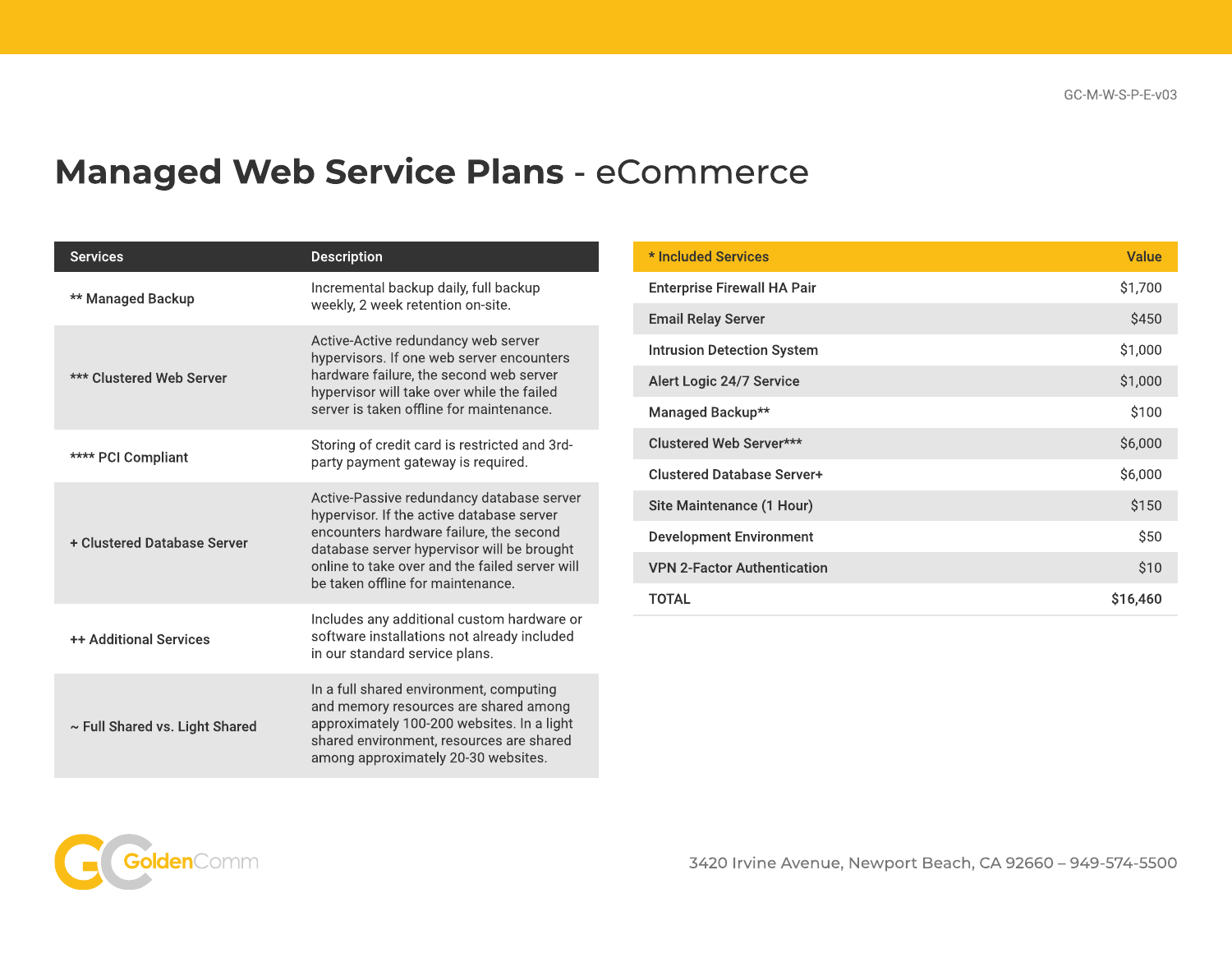GC-M-W-S-P-E-v03

# Managed Web Service Plans - eCommerce

| Services | Description |
|---|---|
| ** Managed Backup | Incremental backup daily, full backup weekly, 2 week retention on-site. |
| *** Clustered Web Server | Active-Active redundancy web server hypervisors. If one web server encounters hardware failure, the second web server hypervisor will take over while the failed server is taken offline for maintenance. |
| **** PCI Compliant | Storing of credit card is restricted and 3rd-party payment gateway is required. |
| + Clustered Database Server | Active-Passive redundancy database server hypervisor. If the active database server encounters hardware failure, the second database server hypervisor will be brought online to take over and the failed server will be taken offline for maintenance. |
| ++ Additional Services | Includes any additional custom hardware or software installations not already included in our standard service plans. |
| ~ Full Shared vs. Light Shared | In a full shared environment, computing and memory resources are shared among approximately 100-200 websites. In a light shared environment, resources are shared among approximately 20-30 websites. |

| * Included Services | Value |
|---|---|
| Enterprise Firewall HA Pair | $1,700 |
| Email Relay Server | $450 |
| Intrusion Detection System | $1,000 |
| Alert Logic 24/7 Service | $1,000 |
| Managed Backup** | $100 |
| Clustered Web Server*** | $6,000 |
| Clustered Database Server+ | $6,000 |
| Site Maintenance (1 Hour) | $150 |
| Development Environment | $50 |
| VPN 2-Factor Authentication | $10 |
| **TOTAL** | **$16,460** |

GoldenComm

3420 Irvine Avenue, Newport Beach, CA 92660 – 949-574-5500